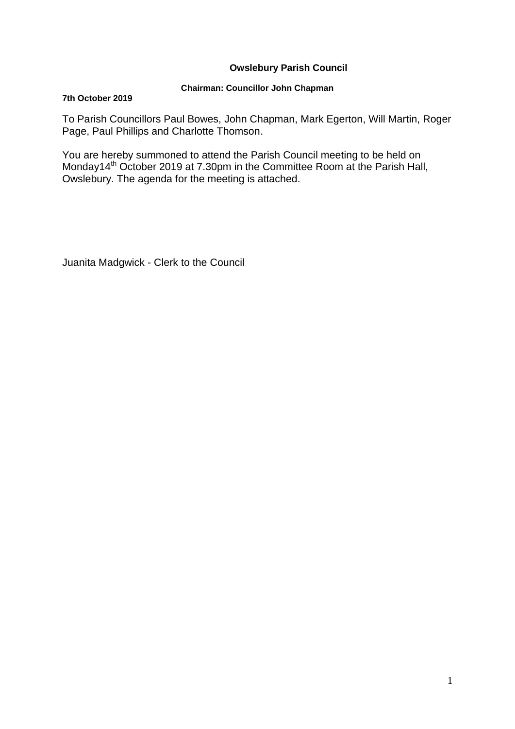**Owslebury Parish Council**

**Chairman: Councillor John Chapman**

**7th October 2019**

To Parish Councillors Paul Bowes, John Chapman, Mark Egerton, Will Martin, Roger Page, Paul Phillips and Charlotte Thomson.

You are hereby summoned to attend the Parish Council meeting to be held on Monday14th October 2019 at 7.30pm in the Committee Room at the Parish Hall, Owslebury. The agenda for the meeting is attached.

Juanita Madgwick - Clerk to the Council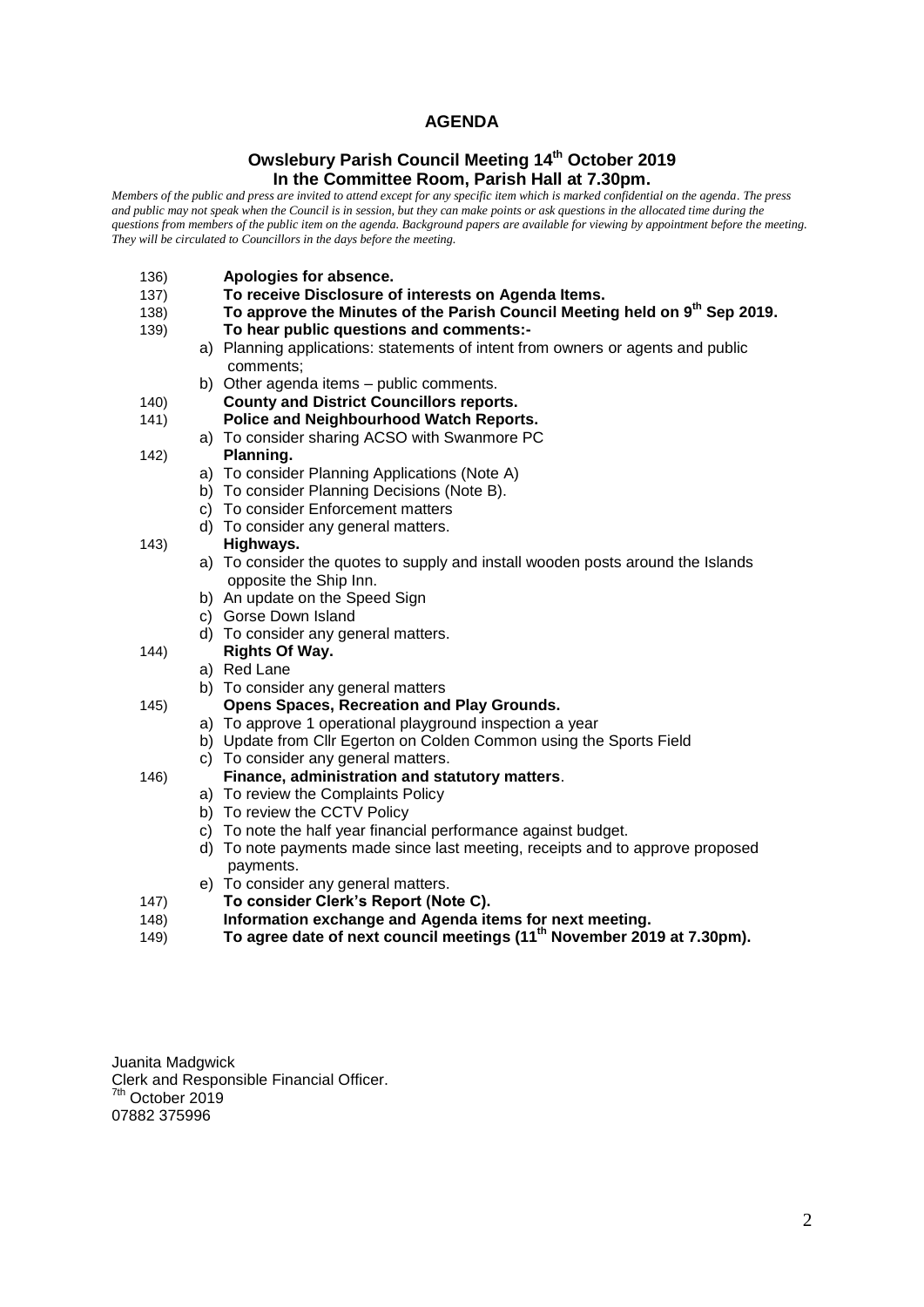# AGENDA

## Owslebury Parish Council Meeting 14th October 2019
## In the Committee Room, Parish Hall at 7.30pm.

*Members of the public and press are invited to attend except for any specific item which is marked confidential on the agenda. The press and public may not speak when the Council is in session, but they can make points or ask questions in the allocated time during the questions from members of the public item on the agenda. Background papers are available for viewing by appointment before the meeting. They will be circulated to Councillors in the days before the meeting.*

136) **Apologies for absence.**

137) **To receive Disclosure of interests on Agenda Items.**

138) **To approve the Minutes of the Parish Council Meeting held on 9th Sep 2019.**

139) **To hear public questions and comments:-**
  a) Planning applications: statements of intent from owners or agents and public comments;
  b) Other agenda items – public comments.

140) **County and District Councillors reports.**

141) **Police and Neighbourhood Watch Reports.**
  a) To consider sharing ACSO with Swanmore PC

142) **Planning.**
  a) To consider Planning Applications (Note A)
  b) To consider Planning Decisions (Note B).
  c) To consider Enforcement matters
  d) To consider any general matters.

143) **Highways.**
  a) To consider the quotes to supply and install wooden posts around the Islands opposite the Ship Inn.
  b) An update on the Speed Sign
  c) Gorse Down Island
  d) To consider any general matters.

144) **Rights Of Way.**
  a) Red Lane
  b) To consider any general matters

145) **Opens Spaces, Recreation and Play Grounds.**
  a) To approve 1 operational playground inspection a year
  b) Update from Cllr Egerton on Colden Common using the Sports Field
  c) To consider any general matters.

146) **Finance, administration and statutory matters**.
  a) To review the Complaints Policy
  b) To review the CCTV Policy
  c) To note the half year financial performance against budget.
  d) To note payments made since last meeting, receipts and to approve proposed payments.
  e) To consider any general matters.

147) **To consider Clerk's Report (Note C).**

148) **Information exchange and Agenda items for next meeting.**

149) **To agree date of next council meetings (11th November 2019 at 7.30pm).**

Juanita Madgwick
Clerk and Responsible Financial Officer.
7th October 2019
07882 375996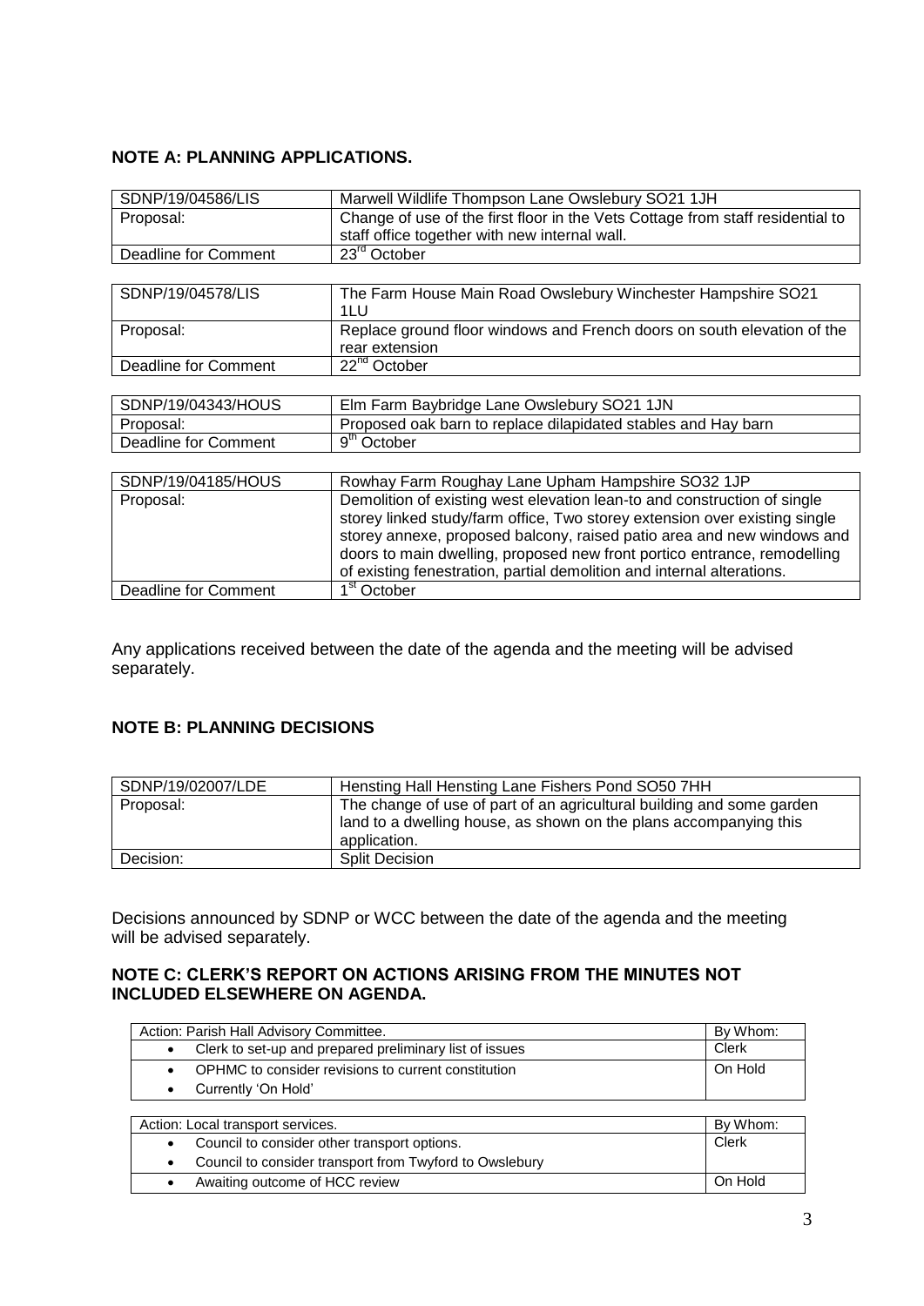**NOTE A: PLANNING APPLICATIONS.**

| SDNP/19/04586/LIS | Marwell Wildlife Thompson Lane Owslebury SO21 1JH |
|---|---|
| Proposal: | Change of use of the first floor in the Vets Cottage from staff residential to staff office together with new internal wall. |
| Deadline for Comment | 23rd October |

| SDNP/19/04578/LIS | The Farm House Main Road Owslebury Winchester Hampshire SO21 1LU |
|---|---|
| Proposal: | Replace ground floor windows and French doors on south elevation of the rear extension |
| Deadline for Comment | 22nd October |

| SDNP/19/04343/HOUS | Elm Farm Baybridge Lane Owslebury SO21 1JN |
|---|---|
| Proposal: | Proposed oak barn to replace dilapidated stables and Hay barn |
| Deadline for Comment | 9th October |

| SDNP/19/04185/HOUS | Rowhay Farm Roughay Lane Upham Hampshire SO32 1JP |
|---|---|
| Proposal: | Demolition of existing west elevation lean-to and construction of single storey linked study/farm office, Two storey extension over existing single storey annexe, proposed balcony, raised patio area and new windows and doors to main dwelling, proposed new front portico entrance, remodelling of existing fenestration, partial demolition and internal alterations. |
| Deadline for Comment | 1st October |

Any applications received between the date of the agenda and the meeting will be advised separately.

**NOTE B: PLANNING DECISIONS**

| SDNP/19/02007/LDE | Hensting Hall Hensting Lane Fishers Pond SO50 7HH |
|---|---|
| Proposal: | The change of use of part of an agricultural building and some garden land to a dwelling house, as shown on the plans accompanying this application. |
| Decision: | Split Decision |

Decisions announced by SDNP or WCC between the date of the agenda and the meeting will be advised separately.

**NOTE C: CLERK'S REPORT ON ACTIONS ARISING FROM THE MINUTES NOT INCLUDED ELSEWHERE ON AGENDA.**

| Action: Parish Hall Advisory Committee. | By Whom: |
|---|---|
| • Clerk to set-up and prepared preliminary list of issues | Clerk |
| • OPHMC to consider revisions to current constitution<br>• Currently 'On Hold' | On Hold |

| Action: Local transport services. | By Whom: |
|---|---|
| • Council to consider other transport options.<br>• Council to consider transport from Twyford to Owslebury | Clerk |
| • Awaiting outcome of HCC review | On Hold |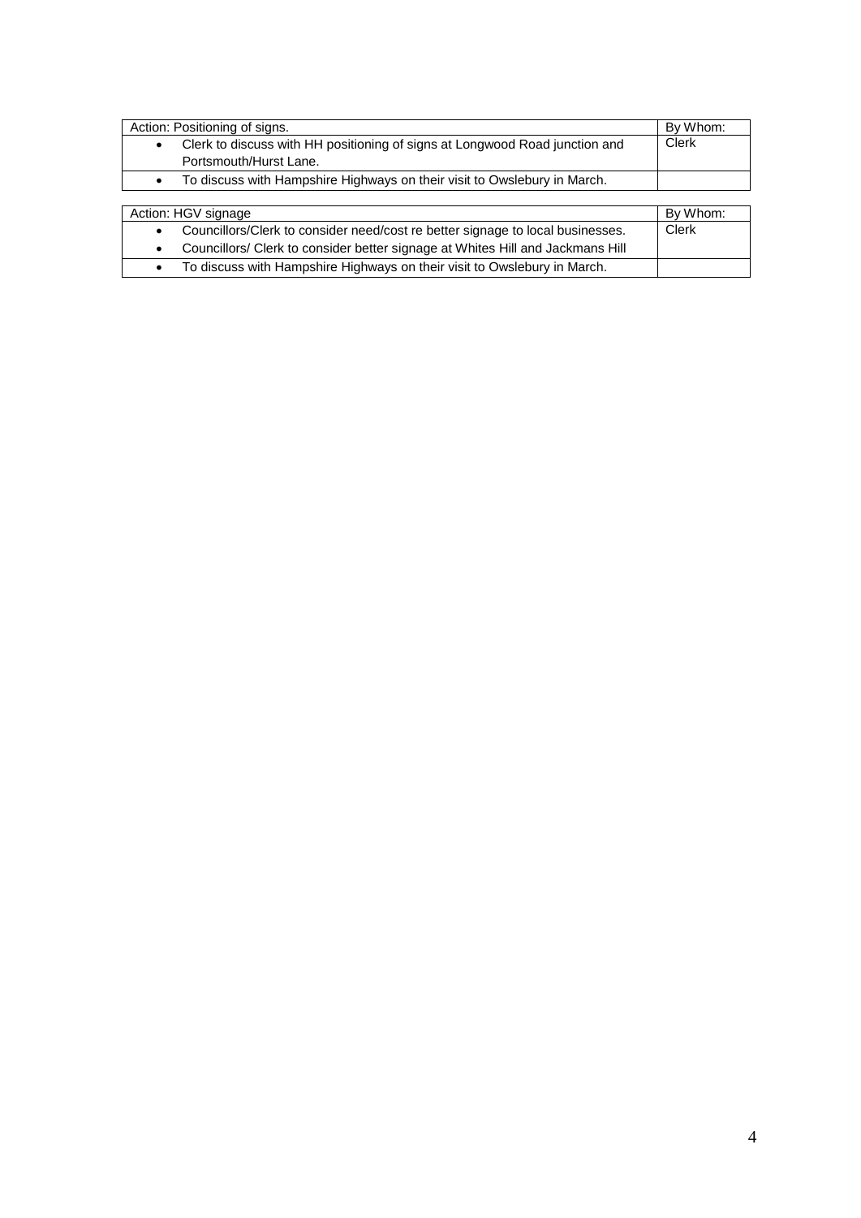| Action: Positioning of signs. | By Whom: |
|---|---|
| • Clerk to discuss with HH positioning of signs at Longwood Road junction and Portsmouth/Hurst Lane. | Clerk |
| • To discuss with Hampshire Highways on their visit to Owslebury in March. | |

| Action: HGV signage | By Whom: |
|---|---|
| • Councillors/Clerk to consider need/cost re better signage to local businesses.<br>• Councillors/ Clerk to consider better signage at Whites Hill and Jackmans Hill | Clerk |
| • To discuss with Hampshire Highways on their visit to Owslebury in March. | |